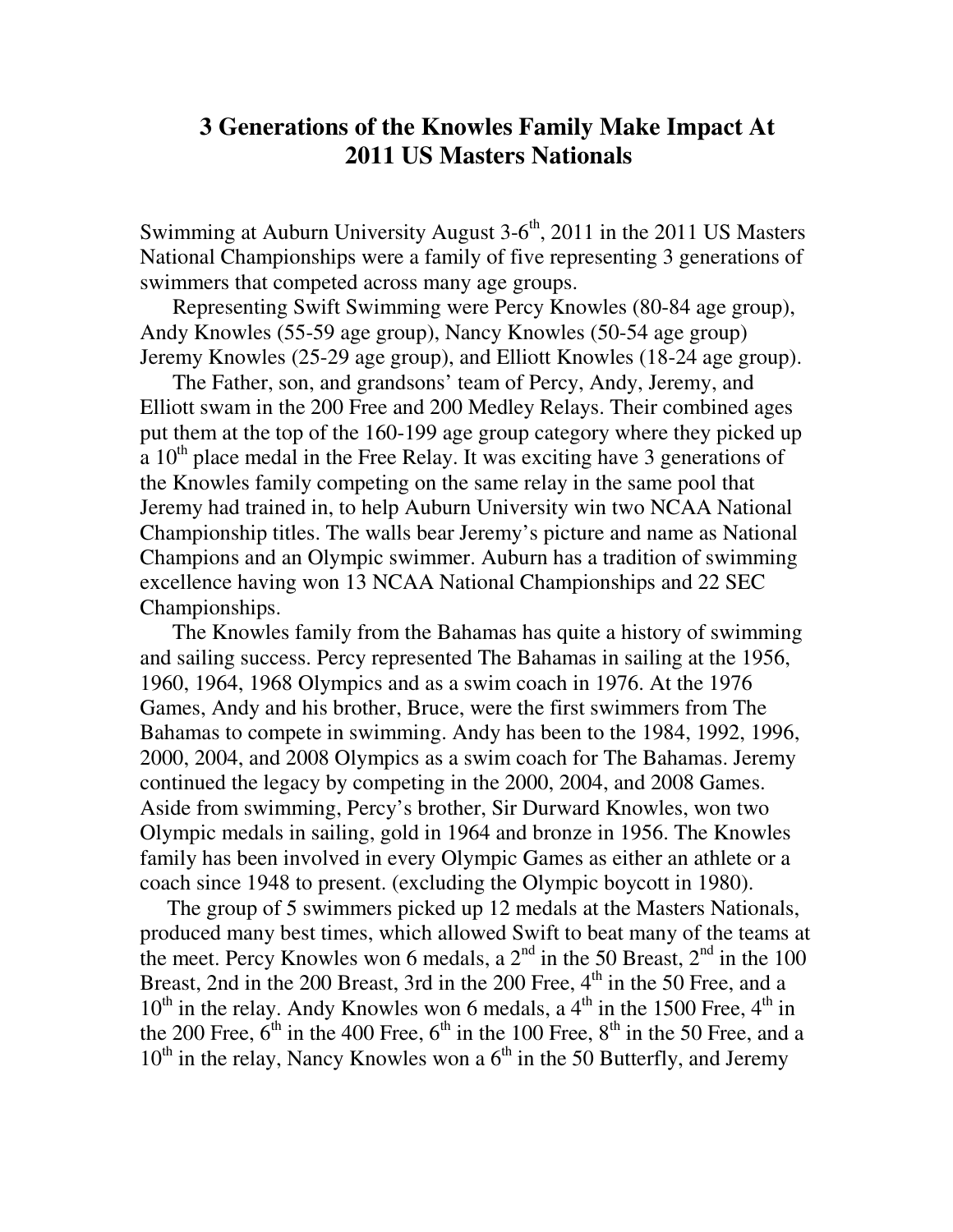# 3 Generations of the Knowles Family Make Impact At 2011 US Masters Nationals

Swimming at Auburn University August 3-6th, 2011 in the 2011 US Masters National Championships were a family of five representing 3 generations of swimmers that competed across many age groups.

Representing Swift Swimming were Percy Knowles (80-84 age group), Andy Knowles (55-59 age group), Nancy Knowles (50-54 age group) Jeremy Knowles (25-29 age group), and Elliott Knowles (18-24 age group).

The Father, son, and grandsons' team of Percy, Andy, Jeremy, and Elliott swam in the 200 Free and 200 Medley Relays. Their combined ages put them at the top of the 160-199 age group category where they picked up a 10th place medal in the Free Relay. It was exciting have 3 generations of the Knowles family competing on the same relay in the same pool that Jeremy had trained in, to help Auburn University win two NCAA National Championship titles. The walls bear Jeremy's picture and name as National Champions and an Olympic swimmer. Auburn has a tradition of swimming excellence having won 13 NCAA National Championships and 22 SEC Championships.

The Knowles family from the Bahamas has quite a history of swimming and sailing success. Percy represented The Bahamas in sailing at the 1956, 1960, 1964, 1968 Olympics and as a swim coach in 1976. At the 1976 Games, Andy and his brother, Bruce, were the first swimmers from The Bahamas to compete in swimming. Andy has been to the 1984, 1992, 1996, 2000, 2004, and 2008 Olympics as a swim coach for The Bahamas. Jeremy continued the legacy by competing in the 2000, 2004, and 2008 Games. Aside from swimming, Percy's brother, Sir Durward Knowles, won two Olympic medals in sailing, gold in 1964 and bronze in 1956. The Knowles family has been involved in every Olympic Games as either an athlete or a coach since 1948 to present. (excluding the Olympic boycott in 1980).

The group of 5 swimmers picked up 12 medals at the Masters Nationals, produced many best times, which allowed Swift to beat many of the teams at the meet. Percy Knowles won 6 medals, a 2nd in the 50 Breast, 2nd in the 100 Breast, 2nd in the 200 Breast, 3rd in the 200 Free, 4th in the 50 Free, and a 10th in the relay. Andy Knowles won 6 medals, a 4th in the 1500 Free, 4th in the 200 Free, 6th in the 400 Free, 6th in the 100 Free, 8th in the 50 Free, and a 10th in the relay, Nancy Knowles won a 6th in the 50 Butterfly, and Jeremy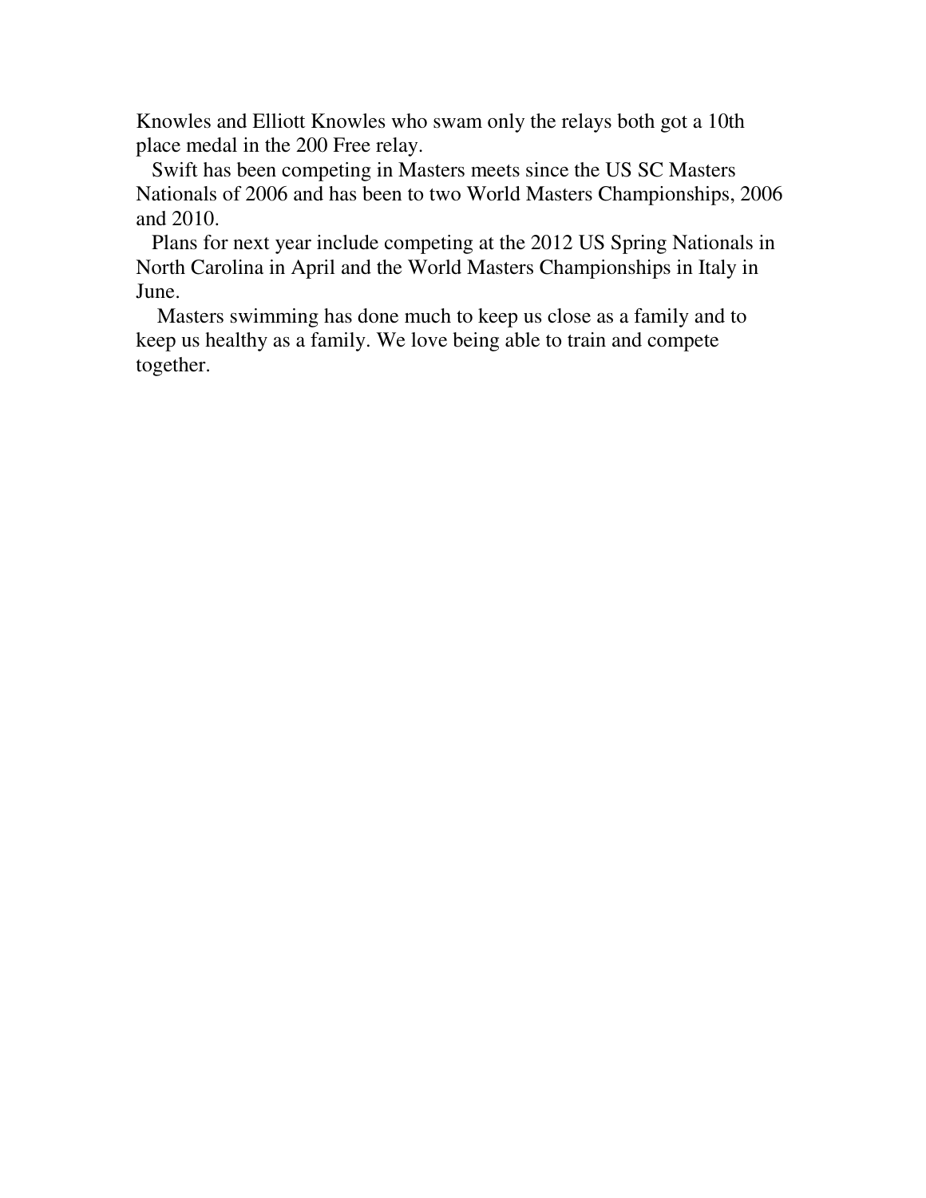Knowles and Elliott Knowles who swam only the relays both got a 10th place medal in the 200 Free relay.

Swift has been competing in Masters meets since the US SC Masters Nationals of 2006 and has been to two World Masters Championships, 2006 and 2010.

Plans for next year include competing at the 2012 US Spring Nationals in North Carolina in April and the World Masters Championships in Italy in June.

Masters swimming has done much to keep us close as a family and to keep us healthy as a family. We love being able to train and compete together.